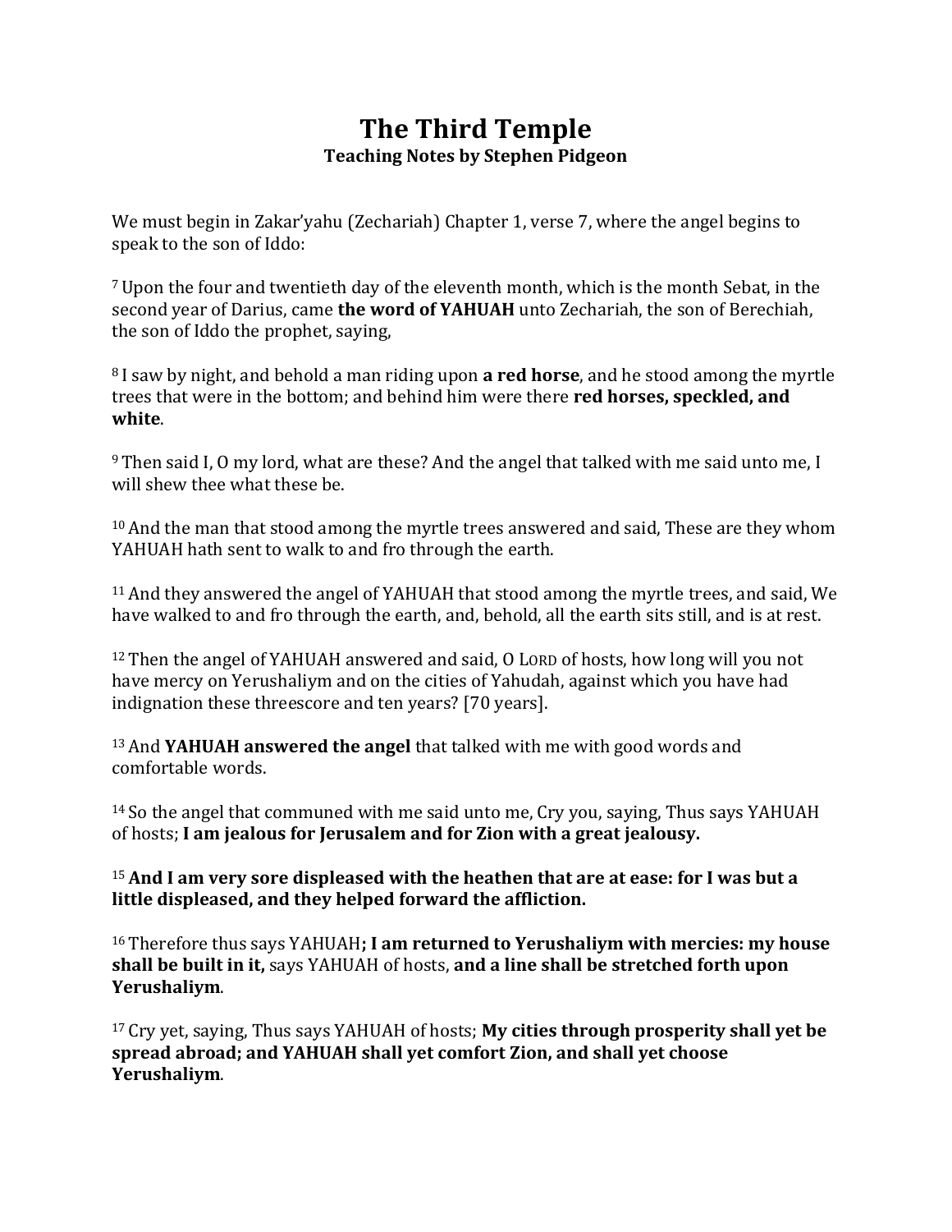# The Third Temple

**Teaching Notes by Stephen Pidgeon**

We must begin in Zakar'yahu (Zechariah) Chapter 1, verse 7, where the angel begins to speak to the son of Iddo:

[7] Upon the four and twentieth day of the eleventh month, which is the month Sebat, in the second year of Darius, came **the word of YAHUAH** unto Zechariah, the son of Berechiah, the son of Iddo the prophet, saying,

[8] I saw by night, and behold a man riding upon **a red horse**, and he stood among the myrtle trees that were in the bottom; and behind him were there **red horses, speckled, and white**.

[9] Then said I, O my lord, what are these? And the angel that talked with me said unto me, I will shew thee what these be.

[10] And the man that stood among the myrtle trees answered and said, These are they whom YAHUAH hath sent to walk to and fro through the earth.

[11] And they answered the angel of YAHUAH that stood among the myrtle trees, and said, We have walked to and fro through the earth, and, behold, all the earth sits still, and is at rest.

[12] Then the angel of YAHUAH answered and said, O LORD of hosts, how long will you not have mercy on Yerushaliym and on the cities of Yahudah, against which you have had indignation these threescore and ten years? [70 years].

[13] And **YAHUAH answered the angel** that talked with me with good words and comfortable words.

[14] So the angel that communed with me said unto me, Cry you, saying, Thus says YAHUAH of hosts; **I am jealous for Jerusalem and for Zion with a great jealousy.**

[15] **And I am very sore displeased with the heathen that are at ease: for I was but a little displeased, and they helped forward the affliction.**

[16] Therefore thus says YAHUAH**; I am returned to Yerushaliym with mercies: my house shall be built in it,** says YAHUAH of hosts, **and a line shall be stretched forth upon Yerushaliym**.

[17] Cry yet, saying, Thus says YAHUAH of hosts; **My cities through prosperity shall yet be spread abroad; and YAHUAH shall yet comfort Zion, and shall yet choose Yerushaliym**.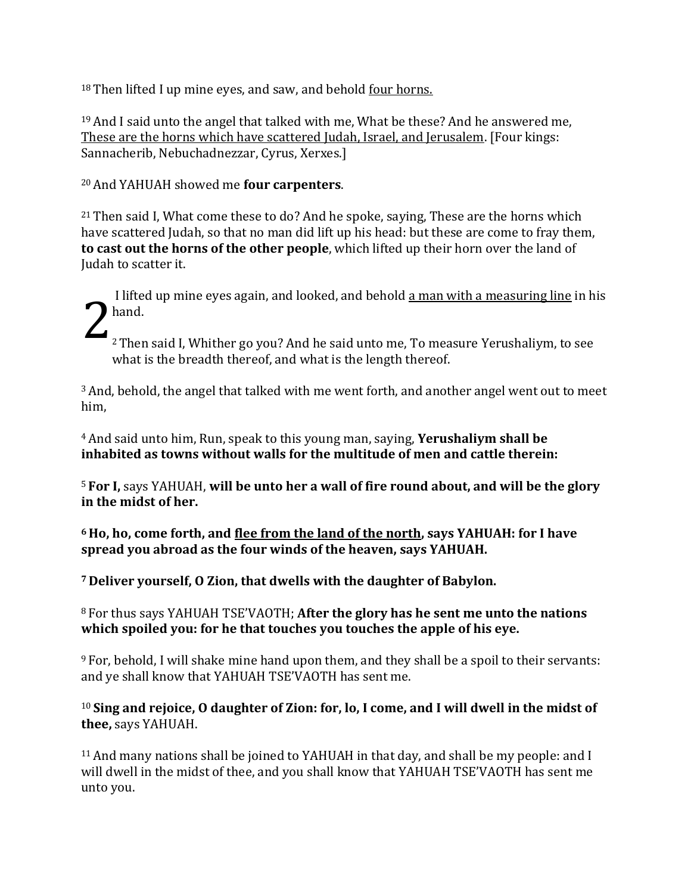[18] Then lifted I up mine eyes, and saw, and behold <u>four horns.</u>

[19] And I said unto the angel that talked with me, What be these? And he answered me, <u>These are the horns which have scattered Judah, Israel, and Jerusalem</u>. [Four kings: Sannacherib, Nebuchadnezzar, Cyrus, Xerxes.]

[20] And YAHUAH showed me **four carpenters**.

[21] Then said I, What come these to do? And he spoke, saying, These are the horns which have scattered Judah, so that no man did lift up his head: but these are come to fray them, **to cast out the horns of the other people**, which lifted up their horn over the land of Judah to scatter it.

## 2

I lifted up mine eyes again, and looked, and behold <u>a man with a measuring line</u> in his hand.

[2] Then said I, Whither go you? And he said unto me, To measure Yerushaliym, to see what is the breadth thereof, and what is the length thereof.

[3] And, behold, the angel that talked with me went forth, and another angel went out to meet him,

[4] And said unto him, Run, speak to this young man, saying, **Yerushaliym shall be inhabited as towns without walls for the multitude of men and cattle therein:**

[5] **For I,** says YAHUAH, **will be unto her a wall of fire round about, and will be the glory in the midst of her.**

**[6] Ho, ho, come forth, and <u>flee from the land of the north</u>, says YAHUAH: for I have spread you abroad as the four winds of the heaven, says YAHUAH.**

**[7] Deliver yourself, O Zion, that dwells with the daughter of Babylon.**

[8] For thus says YAHUAH TSE'VAOTH; **After the glory has he sent me unto the nations which spoiled you: for he that touches you touches the apple of his eye.**

[9] For, behold, I will shake mine hand upon them, and they shall be a spoil to their servants: and ye shall know that YAHUAH TSE'VAOTH has sent me.

[10] **Sing and rejoice, O daughter of Zion: for, lo, I come, and I will dwell in the midst of thee,** says YAHUAH.

[11] And many nations shall be joined to YAHUAH in that day, and shall be my people: and I will dwell in the midst of thee, and you shall know that YAHUAH TSE'VAOTH has sent me unto you.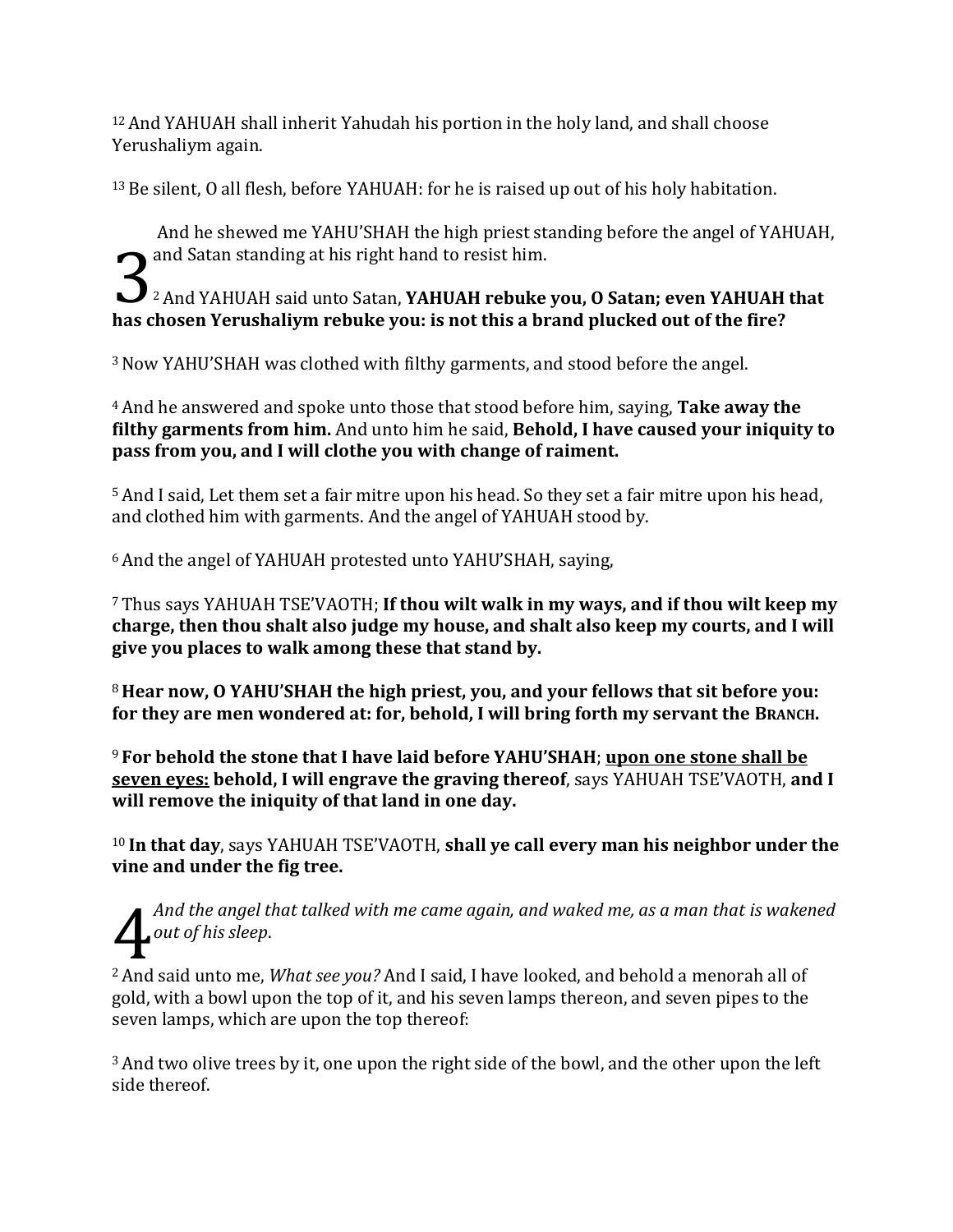[12] And YAHUAH shall inherit Yahudah his portion in the holy land, and shall choose Yerushaliym again.

[13] Be silent, O all flesh, before YAHUAH: for he is raised up out of his holy habitation.

3 And he shewed me YAHU'SHAH the high priest standing before the angel of YAHUAH, and Satan standing at his right hand to resist him.

[2] And YAHUAH said unto Satan, **YAHUAH rebuke you, O Satan; even YAHUAH that has chosen Yerushaliym rebuke you: is not this a brand plucked out of the fire?**

[3] Now YAHU'SHAH was clothed with filthy garments, and stood before the angel.

[4] And he answered and spoke unto those that stood before him, saying, **Take away the filthy garments from him.** And unto him he said, **Behold, I have caused your iniquity to pass from you, and I will clothe you with change of raiment.**

[5] And I said, Let them set a fair mitre upon his head. So they set a fair mitre upon his head, and clothed him with garments. And the angel of YAHUAH stood by.

[6] And the angel of YAHUAH protested unto YAHU'SHAH, saying,

[7] Thus says YAHUAH TSE'VAOTH; **If thou wilt walk in my ways, and if thou wilt keep my charge, then thou shalt also judge my house, and shalt also keep my courts, and I will give you places to walk among these that stand by.**

[8] **Hear now, O YAHU'SHAH the high priest, you, and your fellows that sit before you: for they are men wondered at: for, behold, I will bring forth my servant the BRANCH.**

[9] **For behold the stone that I have laid before YAHU'SHAH**; <u>**upon one stone shall be seven eyes:**</u> **behold, I will engrave the graving thereof**, says YAHUAH TSE'VAOTH, **and I will remove the iniquity of that land in one day.**

[10] **In that day**, says YAHUAH TSE'VAOTH, **shall ye call every man his neighbor under the vine and under the fig tree.**

4 *And the angel that talked with me came again, and waked me, as a man that is wakened out of his sleep*.

[2] And said unto me, *What see you?* And I said, I have looked, and behold a menorah all of gold, with a bowl upon the top of it, and his seven lamps thereon, and seven pipes to the seven lamps, which are upon the top thereof:

[3] And two olive trees by it, one upon the right side of the bowl, and the other upon the left side thereof.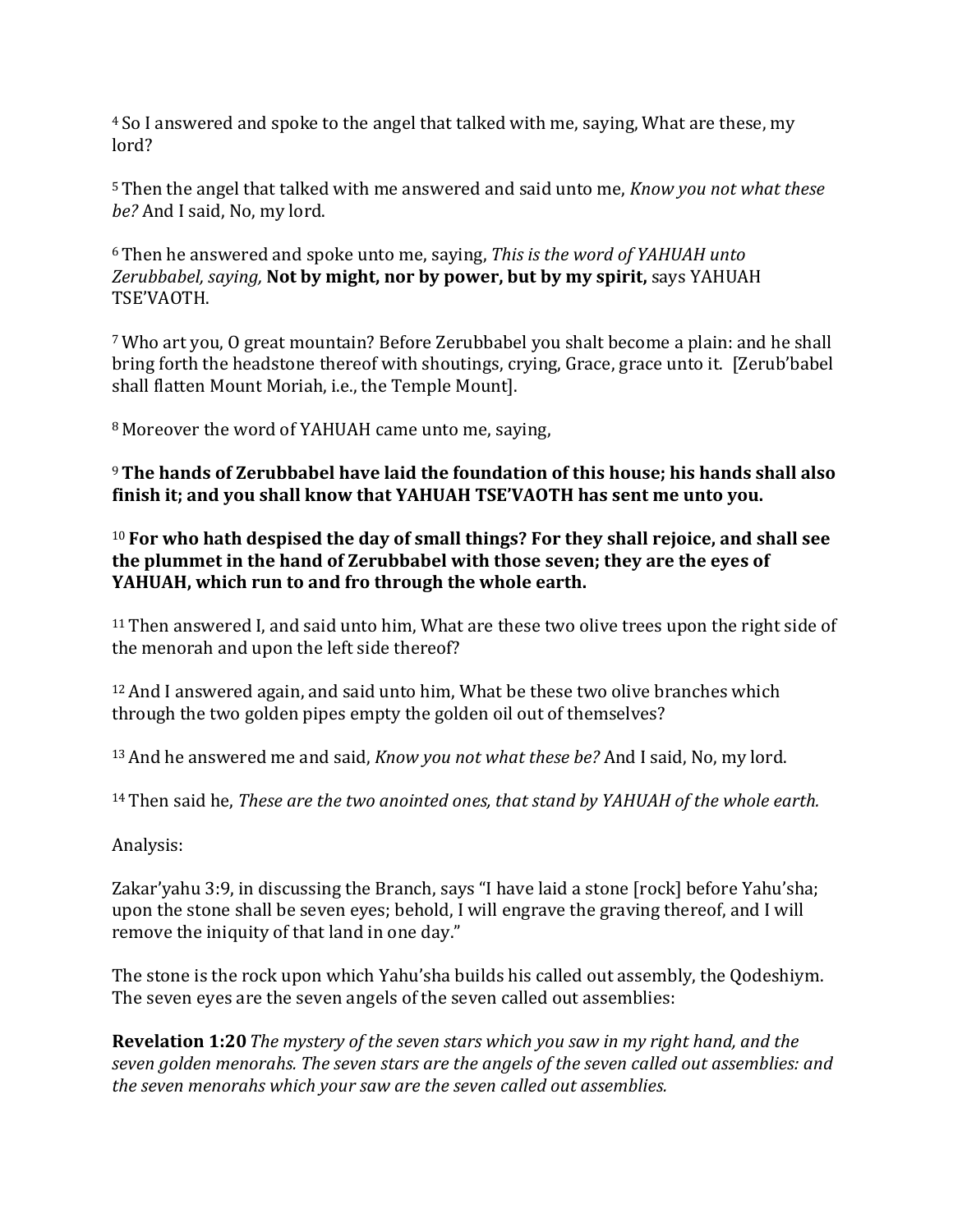4 So I answered and spoke to the angel that talked with me, saying, What are these, my lord?

5 Then the angel that talked with me answered and said unto me, *Know you not what these be?* And I said, No, my lord.

6 Then he answered and spoke unto me, saying, *This is the word of YAHUAH unto Zerubbabel, saying,* **Not by might, nor by power, but by my spirit,** says YAHUAH TSE'VAOTH.

7 Who art you, O great mountain? Before Zerubbabel you shalt become a plain: and he shall bring forth the headstone thereof with shoutings, crying, Grace, grace unto it. [Zerub'babel shall flatten Mount Moriah, i.e., the Temple Mount].

8 Moreover the word of YAHUAH came unto me, saying,

9 **The hands of Zerubbabel have laid the foundation of this house; his hands shall also finish it; and you shall know that YAHUAH TSE'VAOTH has sent me unto you.**

10 **For who hath despised the day of small things? For they shall rejoice, and shall see the plummet in the hand of Zerubbabel with those seven; they are the eyes of YAHUAH, which run to and fro through the whole earth.**

11 Then answered I, and said unto him, What are these two olive trees upon the right side of the menorah and upon the left side thereof?

12 And I answered again, and said unto him, What be these two olive branches which through the two golden pipes empty the golden oil out of themselves?

13 And he answered me and said, *Know you not what these be?* And I said, No, my lord.

14 Then said he, *These are the two anointed ones, that stand by YAHUAH of the whole earth.*

Analysis:

Zakar'yahu 3:9, in discussing the Branch, says "I have laid a stone [rock] before Yahu'sha; upon the stone shall be seven eyes; behold, I will engrave the graving thereof, and I will remove the iniquity of that land in one day."

The stone is the rock upon which Yahu'sha builds his called out assembly, the Qodeshiym. The seven eyes are the seven angels of the seven called out assemblies:

**Revelation 1:20** *The mystery of the seven stars which you saw in my right hand, and the seven golden menorahs. The seven stars are the angels of the seven called out assemblies: and the seven menorahs which your saw are the seven called out assemblies.*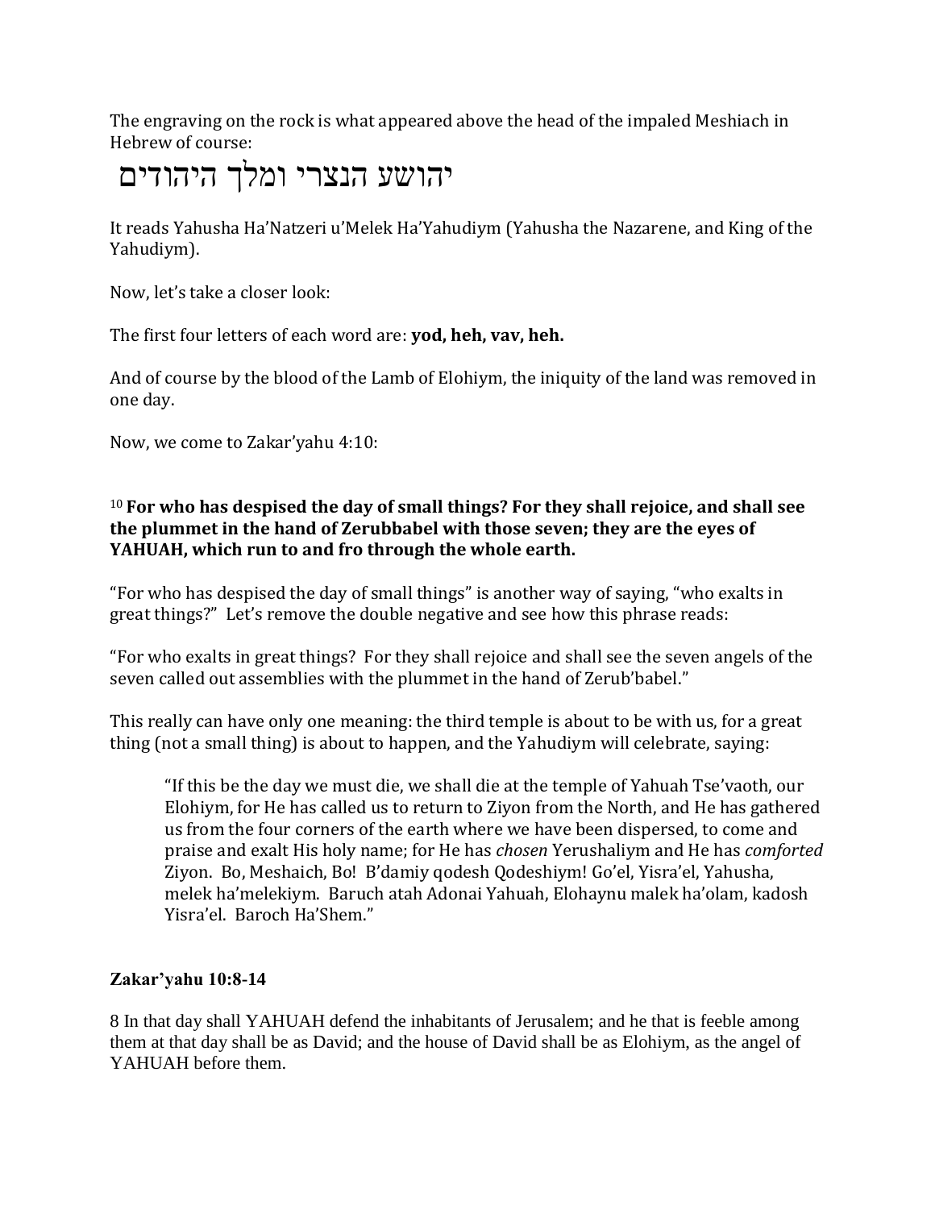The engraving on the rock is what appeared above the head of the impaled Meshiach in Hebrew of course:

יהושע הנצרי ומלך היהודים

It reads Yahusha Ha'Natzeri u'Melek Ha'Yahudiym (Yahusha the Nazarene, and King of the Yahudiym).

Now, let's take a closer look:

The first four letters of each word are: **yod, heh, vav, heh.**

And of course by the blood of the Lamb of Elohiym, the iniquity of the land was removed in one day.

Now, we come to Zakar'yahu 4:10:

[10] **For who has despised the day of small things? For they shall rejoice, and shall see the plummet in the hand of Zerubbabel with those seven; they are the eyes of YAHUAH, which run to and fro through the whole earth.**

"For who has despised the day of small things" is another way of saying, "who exalts in great things?" Let's remove the double negative and see how this phrase reads:

"For who exalts in great things? For they shall rejoice and shall see the seven angels of the seven called out assemblies with the plummet in the hand of Zerub'babel."

This really can have only one meaning: the third temple is about to be with us, for a great thing (not a small thing) is about to happen, and the Yahudiym will celebrate, saying:

> "If this be the day we must die, we shall die at the temple of Yahuah Tse'vaoth, our Elohiym, for He has called us to return to Ziyon from the North, and He has gathered us from the four corners of the earth where we have been dispersed, to come and praise and exalt His holy name; for He has *chosen* Yerushaliym and He has *comforted* Ziyon. Bo, Meshaich, Bo! B'damiy qodesh Qodeshiym! Go'el, Yisra'el, Yahusha, melek ha'melekiym. Baruch atah Adonai Yahuah, Elohaynu malek ha'olam, kadosh Yisra'el. Baroch Ha'Shem."

**Zakar'yahu 10:8-14**

8 In that day shall YAHUAH defend the inhabitants of Jerusalem; and he that is feeble among them at that day shall be as David; and the house of David shall be as Elohiym, as the angel of YAHUAH before them.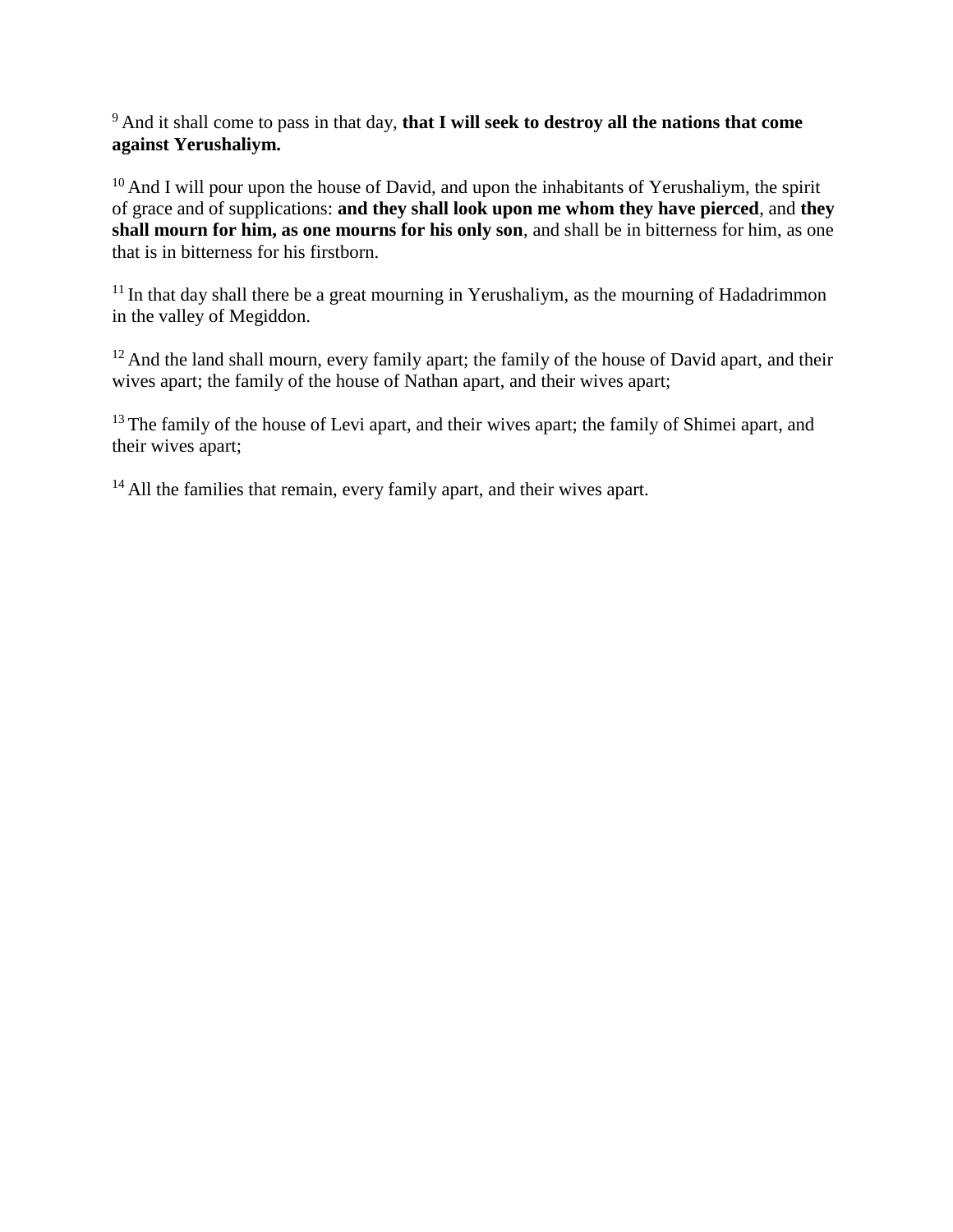[9] And it shall come to pass in that day, **that I will seek to destroy all the nations that come against Yerushaliym.**

[10] And I will pour upon the house of David, and upon the inhabitants of Yerushaliym, the spirit of grace and of supplications: **and they shall look upon me whom they have pierced**, and **they shall mourn for him, as one mourns for his only son**, and shall be in bitterness for him, as one that is in bitterness for his firstborn.

[11] In that day shall there be a great mourning in Yerushaliym, as the mourning of Hadadrimmon in the valley of Megiddon.

[12] And the land shall mourn, every family apart; the family of the house of David apart, and their wives apart; the family of the house of Nathan apart, and their wives apart;

[13] The family of the house of Levi apart, and their wives apart; the family of Shimei apart, and their wives apart;

[14] All the families that remain, every family apart, and their wives apart.